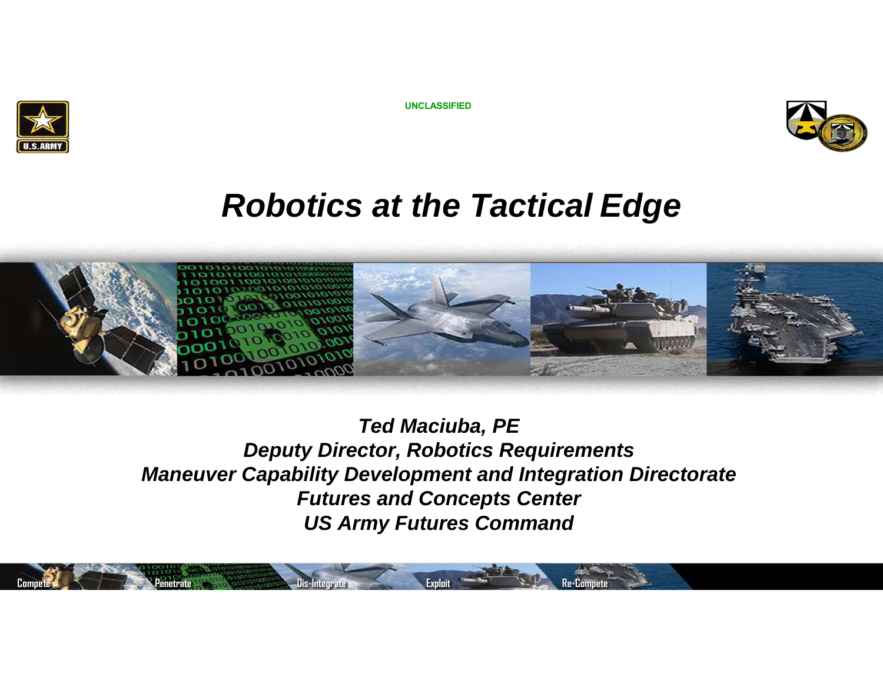UNCLASSIFIED

# *Robotics at the Tactical Edge*

***Ted Maciuba, PE***
***Deputy Director, Robotics Requirements***
***Maneuver Capability Development and Integration Directorate***
***Futures and Concepts Center***
***US Army Futures Command***

Compete Penetrate Dis-Integrate Exploit Re-Compete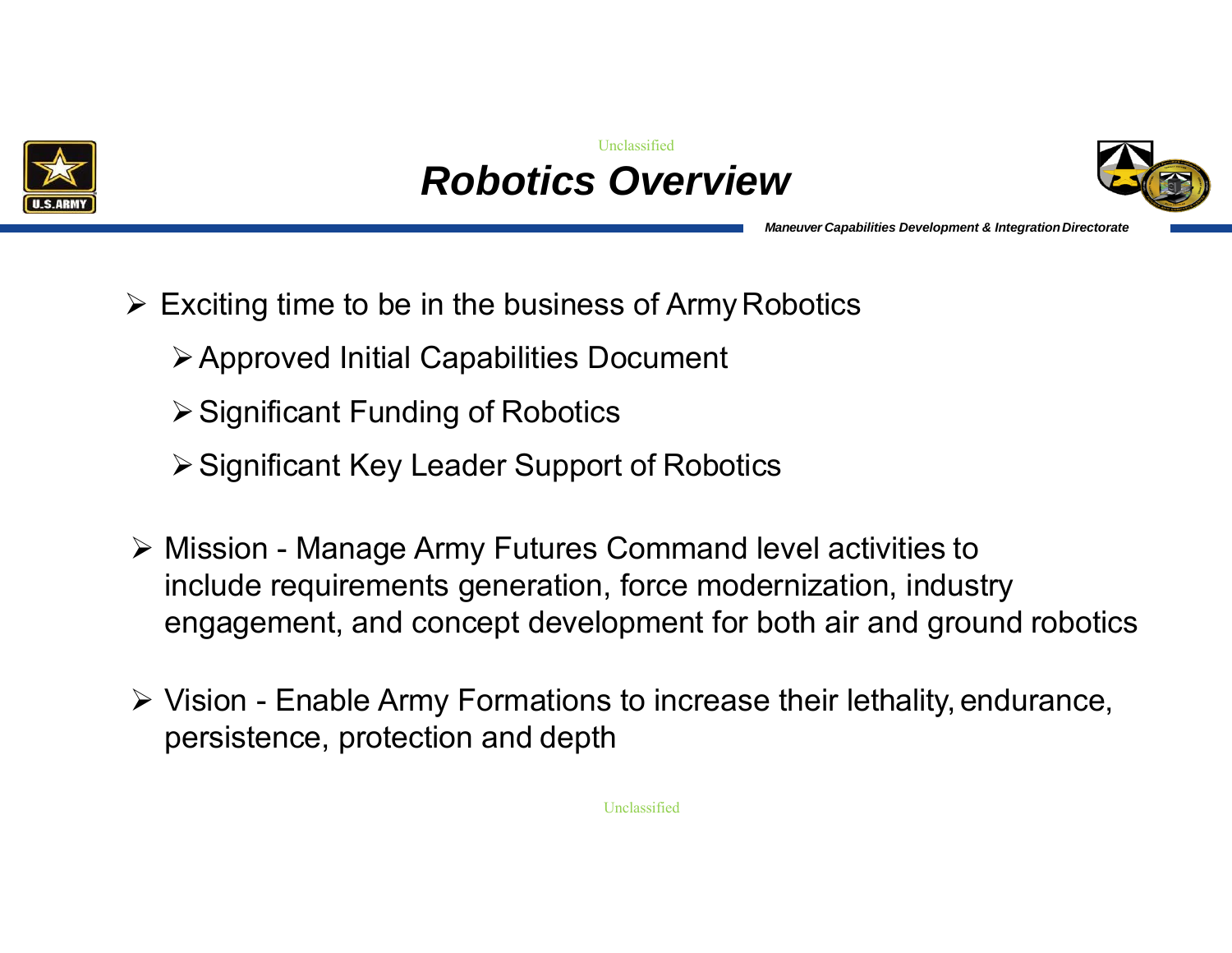# *Robotics Overview*

- Exciting time to be in the business of Army Robotics
  - Approved Initial Capabilities Document
  - Significant Funding of Robotics
  - Significant Key Leader Support of Robotics

- Mission - Manage Army Futures Command level activities to include requirements generation, force modernization, industry engagement, and concept development for both air and ground robotics

- Vision - Enable Army Formations to increase their lethality, endurance, persistence, protection and depth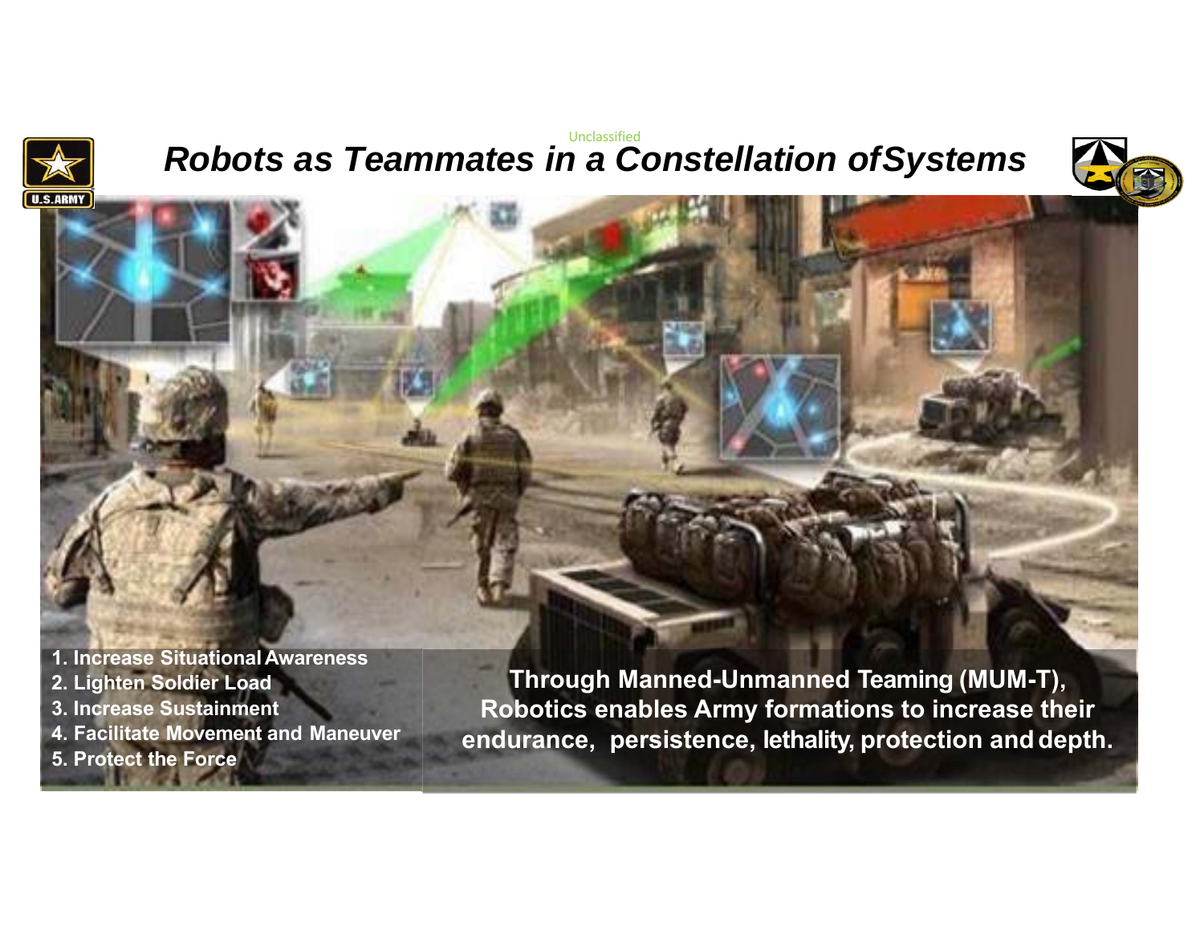Unclassified

# *Robots as Teammates in a Constellation of Systems*

1. **Increase Situational Awareness**
2. **Lighten Soldier Load**
3. **Increase Sustainment**
4. **Facilitate Movement and Maneuver**
5. **Protect the Force**

**Through Manned-Unmanned Teaming (MUM-T), Robotics enables Army formations to increase their endurance, persistence, lethality, protection and depth.**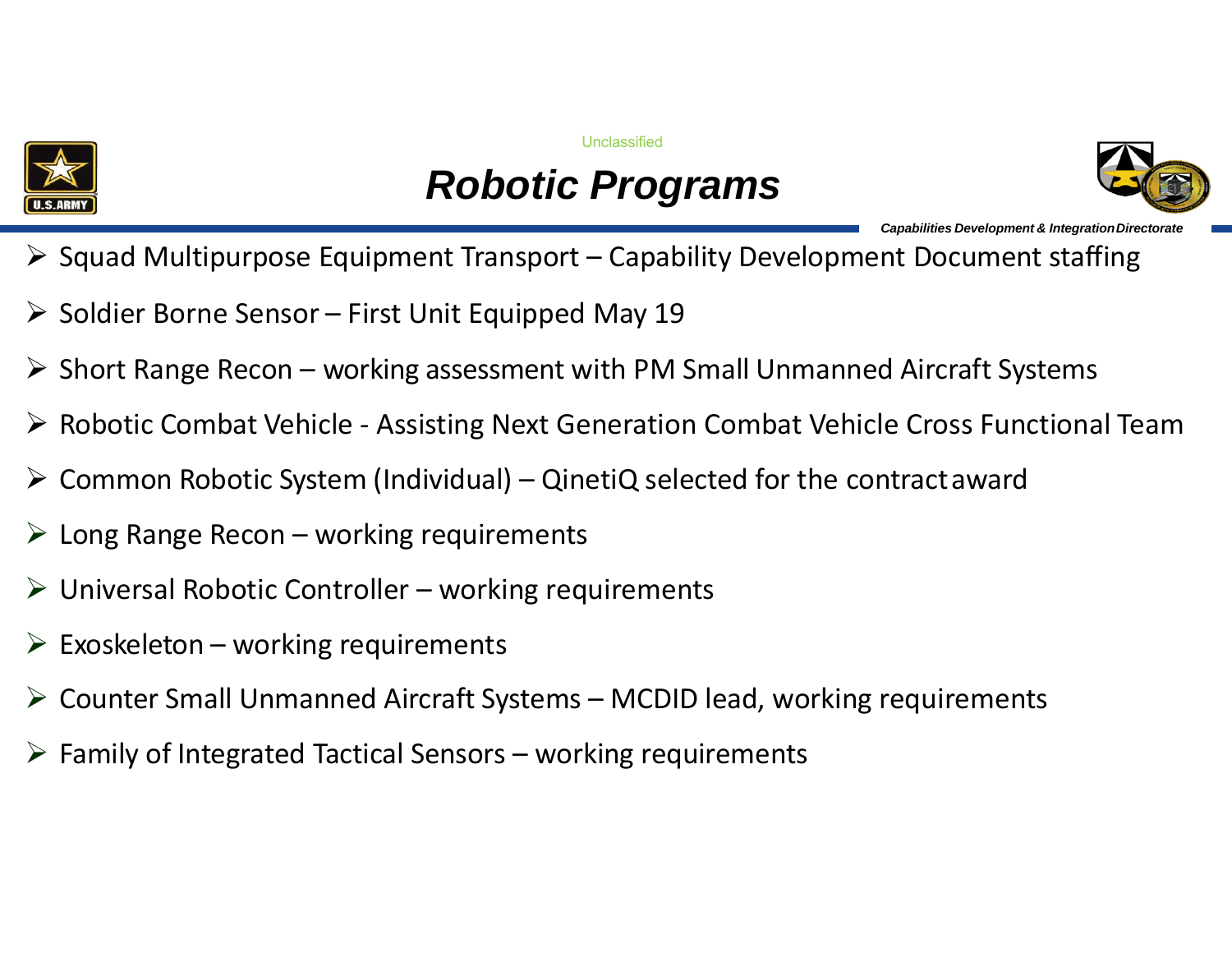# Robotic Programs

- Squad Multipurpose Equipment Transport – Capability Development Document staffing
- Soldier Borne Sensor – First Unit Equipped May 19
- Short Range Recon – working assessment with PM Small Unmanned Aircraft Systems
- Robotic Combat Vehicle - Assisting Next Generation Combat Vehicle Cross Functional Team
- Common Robotic System (Individual) – QinetiQ selected for the contract award
- Long Range Recon – working requirements
- Universal Robotic Controller – working requirements
- Exoskeleton – working requirements
- Counter Small Unmanned Aircraft Systems – MCDID lead, working requirements
- Family of Integrated Tactical Sensors – working requirements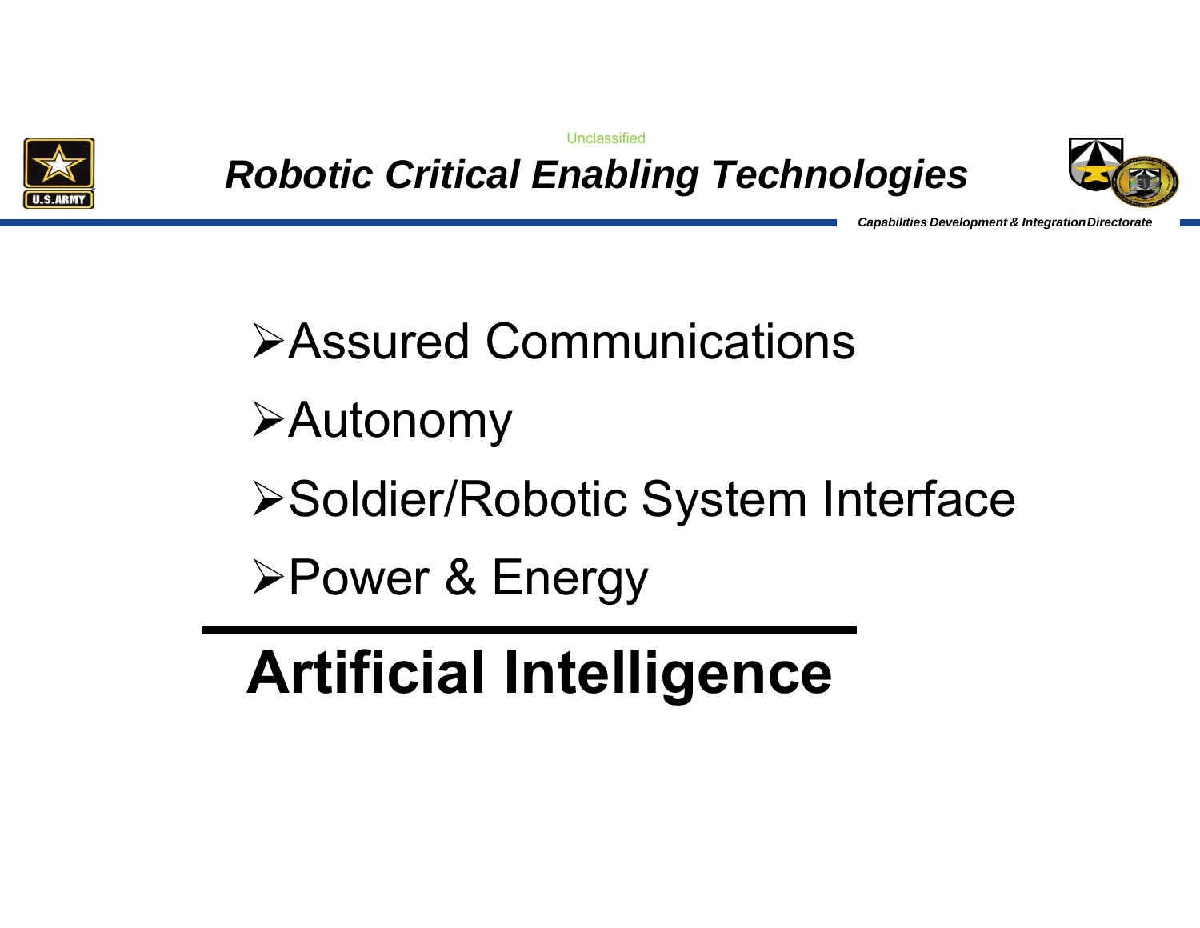Unclassified

# *Robotic Critical Enabling Technologies*

***Capabilities Development & Integration Directorate***

- Assured Communications
- Autonomy
- Soldier/Robotic System Interface
- Power & Energy

---

# Artificial Intelligence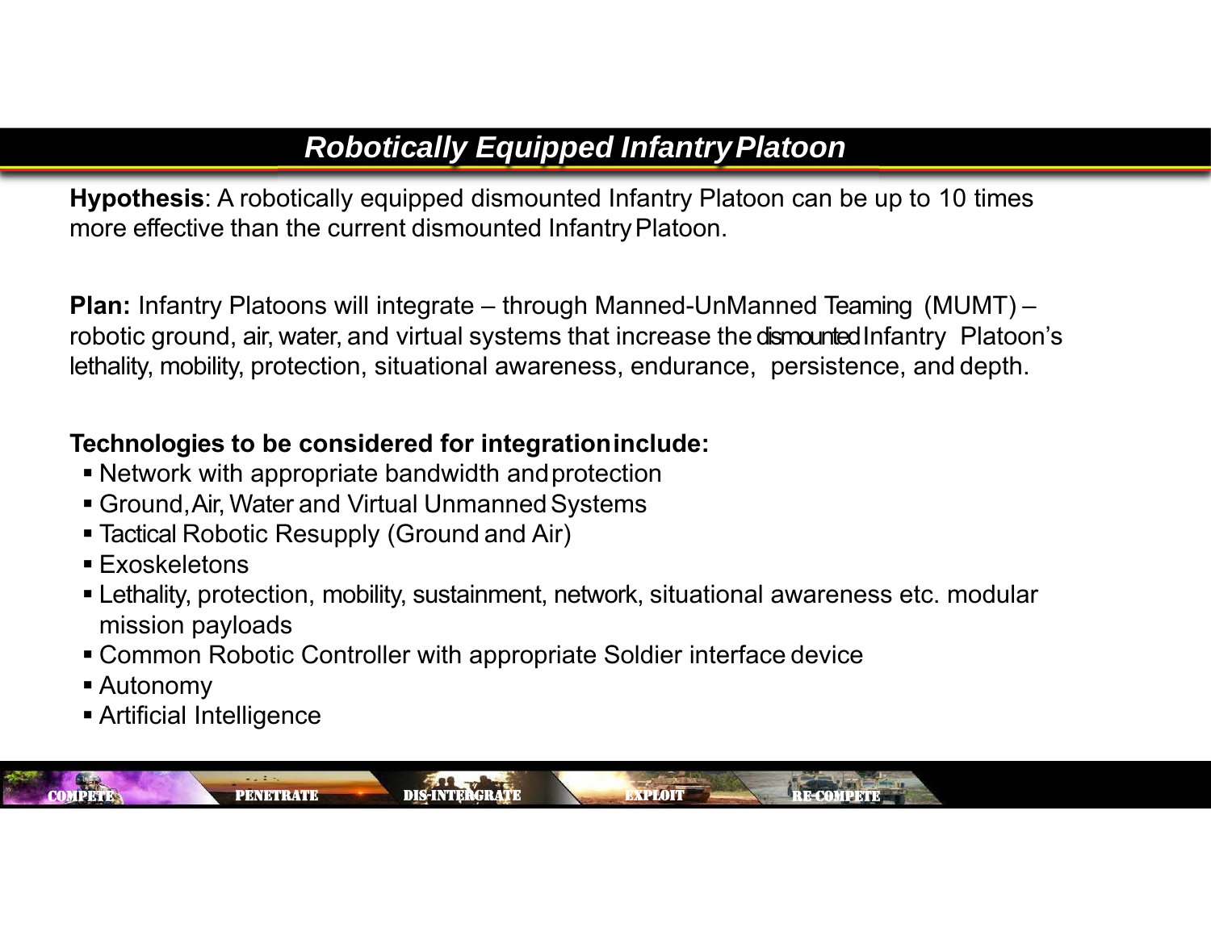# *Robotically Equipped Infantry Platoon*

**Hypothesis**: A robotically equipped dismounted Infantry Platoon can be up to 10 times more effective than the current dismounted Infantry Platoon.

**Plan:** Infantry Platoons will integrate – through Manned-UnManned Teaming (MUMT) – robotic ground, air, water, and virtual systems that increase the dismounted Infantry Platoon's lethality, mobility, protection, situational awareness, endurance, persistence, and depth.

**Technologies to be considered for integration include:**

- Network with appropriate bandwidth and protection
- Ground, Air, Water and Virtual Unmanned Systems
- Tactical Robotic Resupply (Ground and Air)
- Exoskeletons
- Lethality, protection, mobility, sustainment, network, situational awareness etc. modular mission payloads
- Common Robotic Controller with appropriate Soldier interface device
- Autonomy
- Artificial Intelligence

COMPETE PENETRATE DIS-INTERGRATE EXPLOIT RE-COMPETE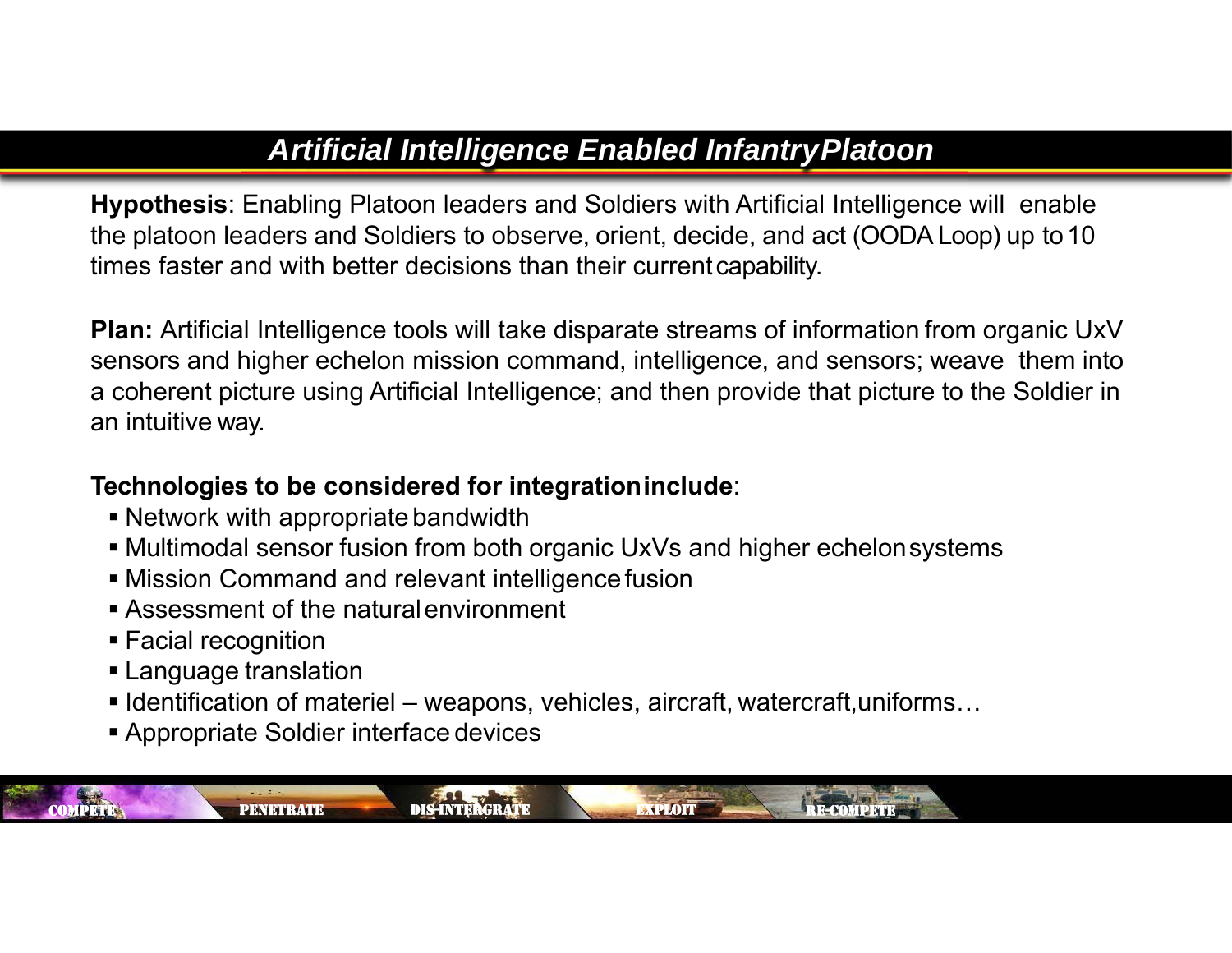# *Artificial Intelligence Enabled Infantry Platoon*

**Hypothesis**: Enabling Platoon leaders and Soldiers with Artificial Intelligence will enable the platoon leaders and Soldiers to observe, orient, decide, and act (OODA Loop) up to 10 times faster and with better decisions than their current capability.

**Plan:** Artificial Intelligence tools will take disparate streams of information from organic UxV sensors and higher echelon mission command, intelligence, and sensors; weave them into a coherent picture using Artificial Intelligence; and then provide that picture to the Soldier in an intuitive way.

**Technologies to be considered for integration include**:

- Network with appropriate bandwidth
- Multimodal sensor fusion from both organic UxVs and higher echelon systems
- Mission Command and relevant intelligence fusion
- Assessment of the natural environment
- Facial recognition
- Language translation
- Identification of materiel – weapons, vehicles, aircraft, watercraft, uniforms…
- Appropriate Soldier interface devices

COMPETE | PENETRATE | DIS-INTERGRATE | EXPLOIT | RE-COMPETE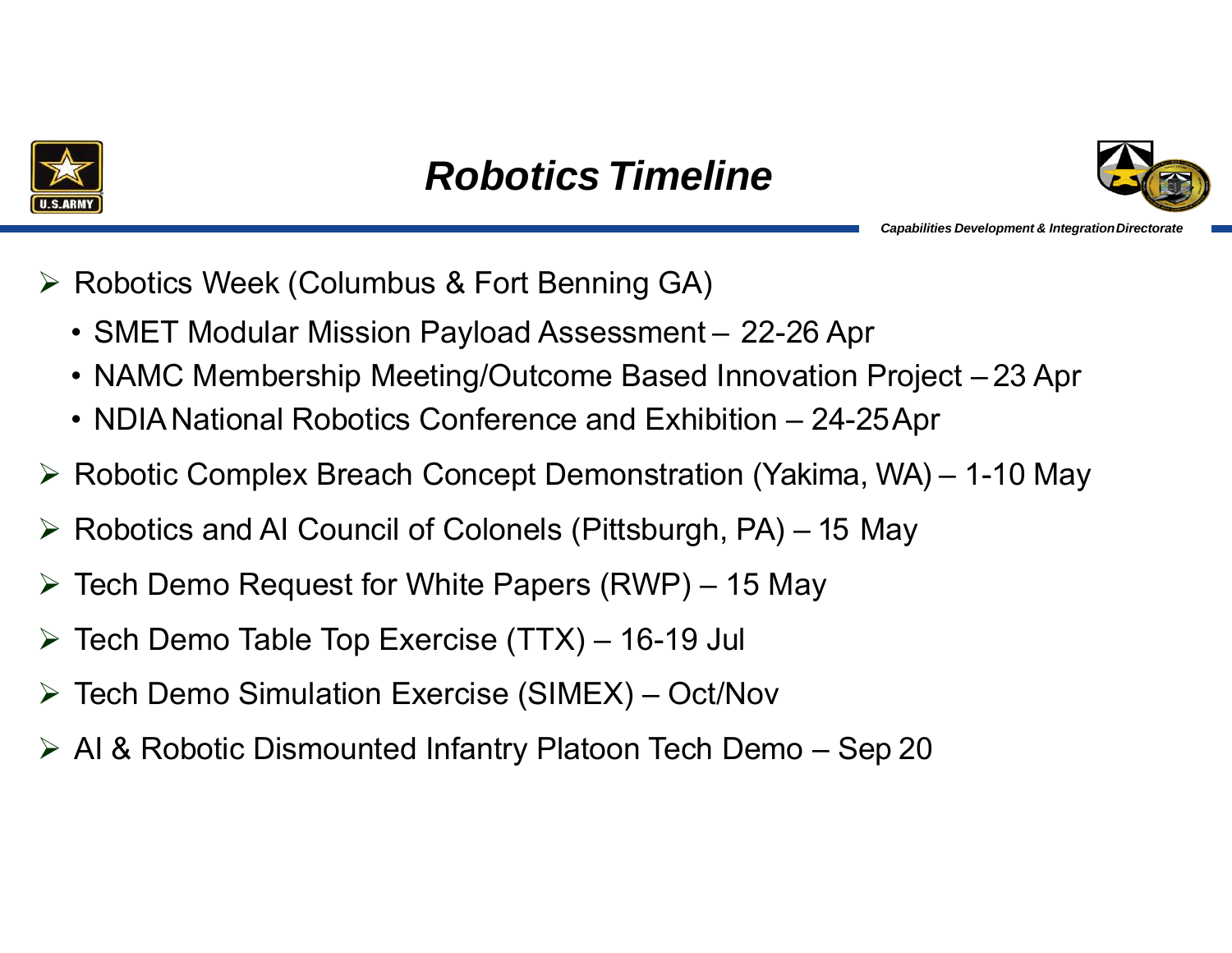# Robotics Timeline

*Capabilities Development & Integration Directorate*

- Robotics Week (Columbus & Fort Benning GA)
  - SMET Modular Mission Payload Assessment – 22-26 Apr
  - NAMC Membership Meeting/Outcome Based Innovation Project – 23 Apr
  - NDIA National Robotics Conference and Exhibition – 24-25 Apr
- Robotic Complex Breach Concept Demonstration (Yakima, WA) – 1-10 May
- Robotics and AI Council of Colonels (Pittsburgh, PA) – 15 May
- Tech Demo Request for White Papers (RWP) – 15 May
- Tech Demo Table Top Exercise (TTX) – 16-19 Jul
- Tech Demo Simulation Exercise (SIMEX) – Oct/Nov
- AI & Robotic Dismounted Infantry Platoon Tech Demo – Sep 20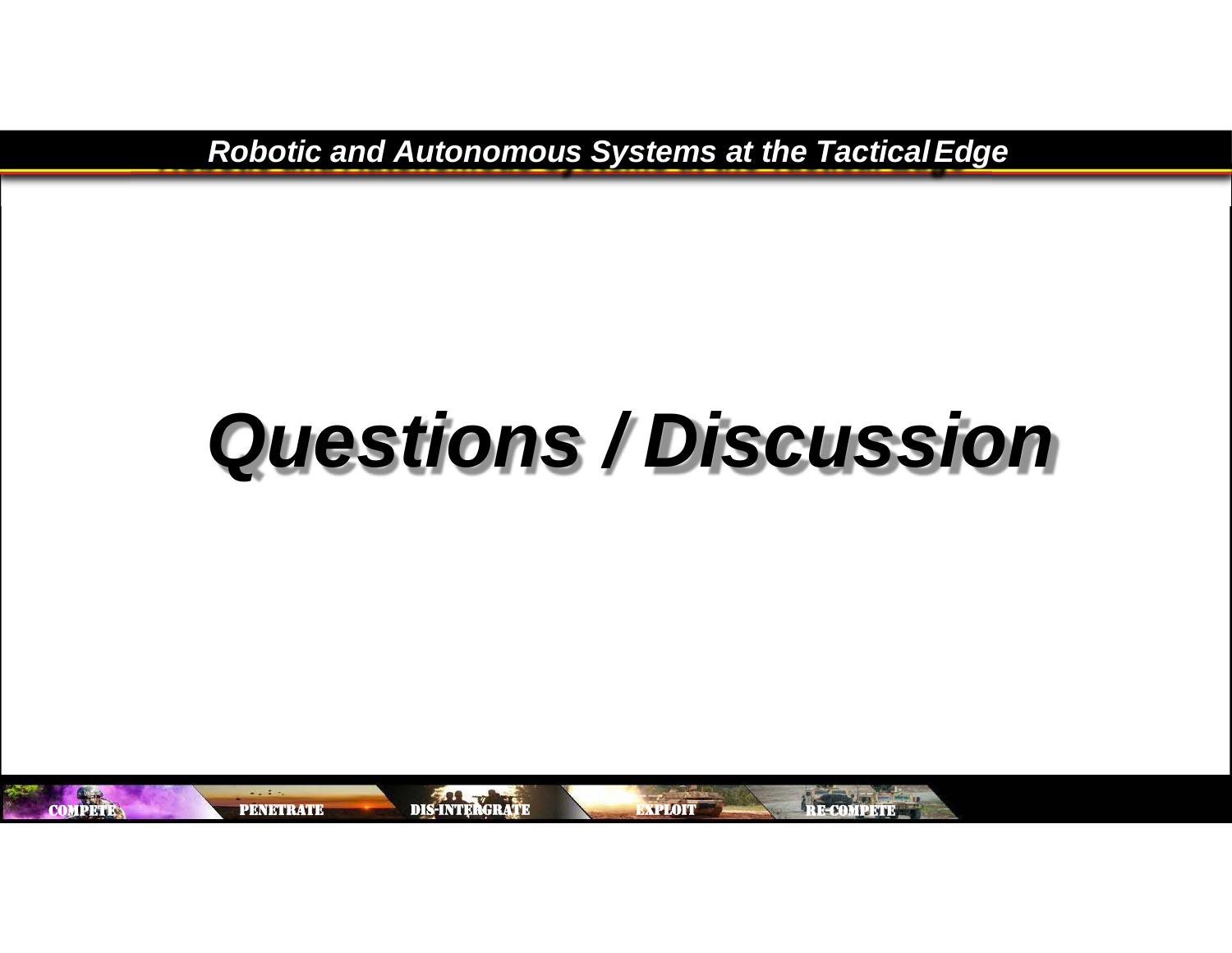# *Questions / Discussion*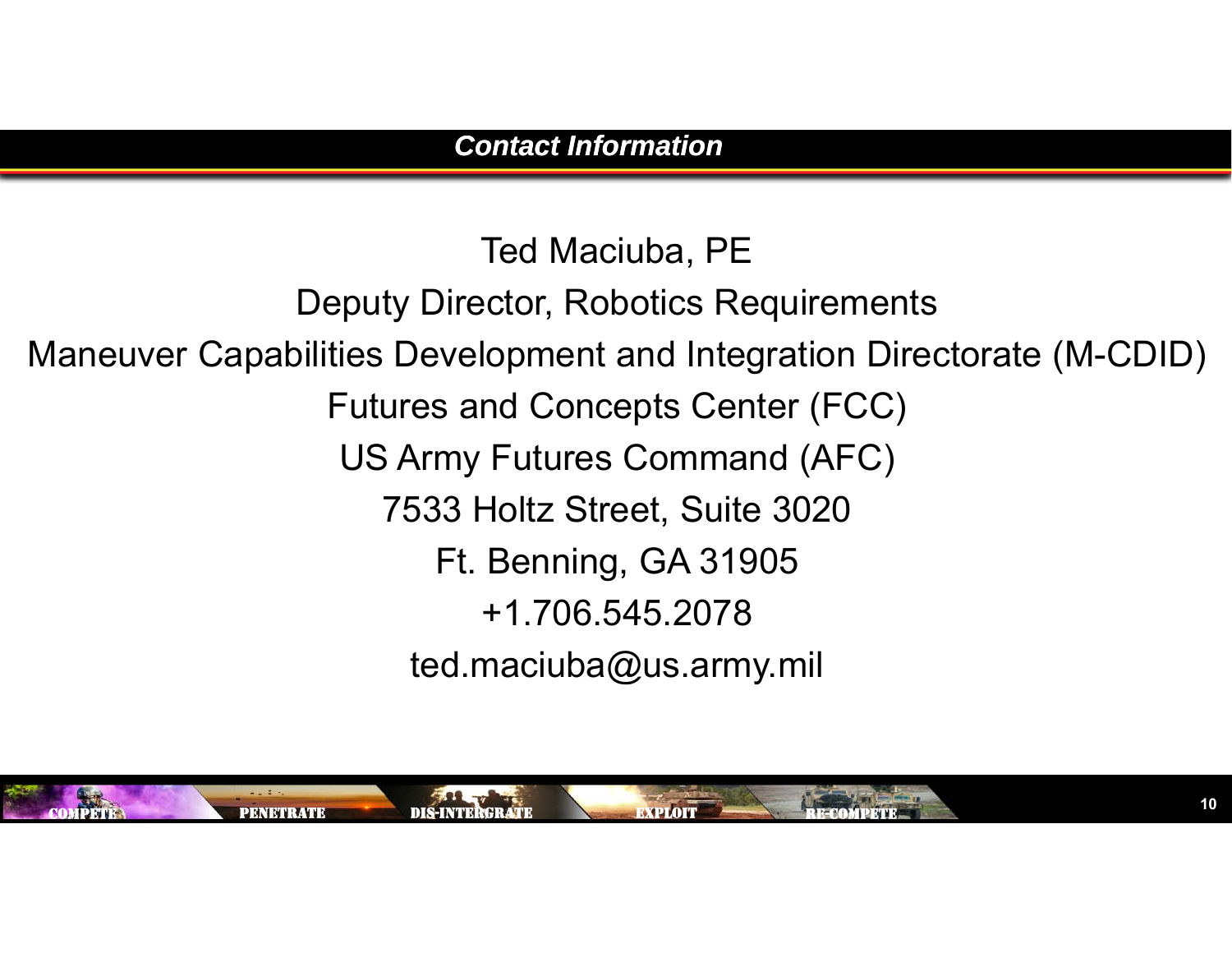## *Contact Information*

Ted Maciuba, PE

Deputy Director, Robotics Requirements

Maneuver Capabilities Development and Integration Directorate (M-CDID)

Futures and Concepts Center (FCC)

US Army Futures Command (AFC)

7533 Holtz Street, Suite 3020

Ft. Benning, GA 31905

+1.706.545.2078

ted.maciuba@us.army.mil